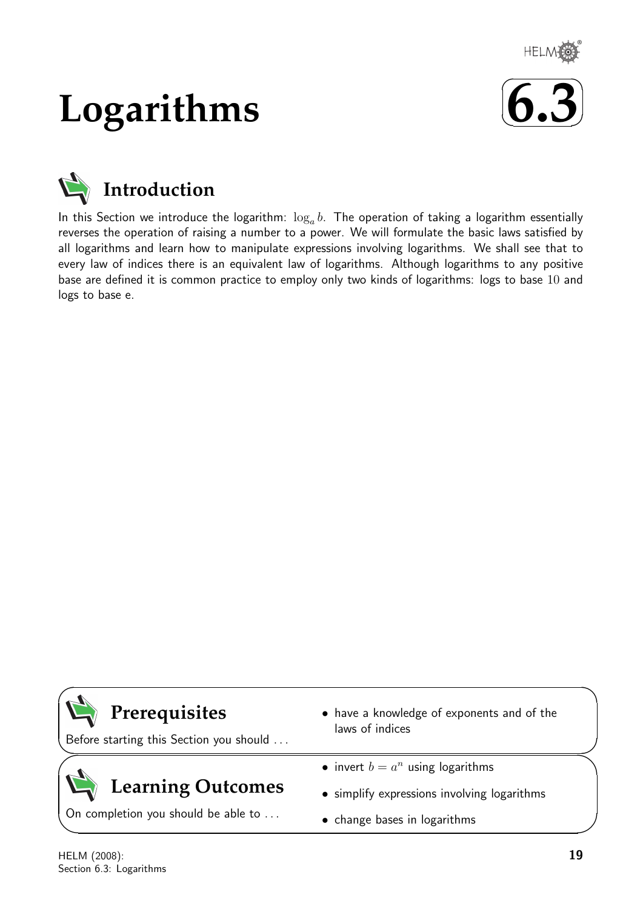# Logarithms

# 6.3

## Introduction

In this Section we introduce the logarithm: $\log_a b$. The operation of taking a logarithm essentially reverses the operation of raising a number to a power. We will formulate the basic laws satisfied by all logarithms and learn how to manipulate expressions involving logarithms. We shall see that to every law of indices there is an equivalent law of logarithms. Although logarithms to any positive base are defined it is common practice to employ only two kinds of logarithms: logs to base $10$ and logs to base e.

## Prerequisites

Before starting this Section you should ...

- have a knowledge of exponents and of the laws of indices

## Learning Outcomes

On completion you should be able to ...

- invert $b = a^n$ using logarithms
- simplify expressions involving logarithms
- change bases in logarithms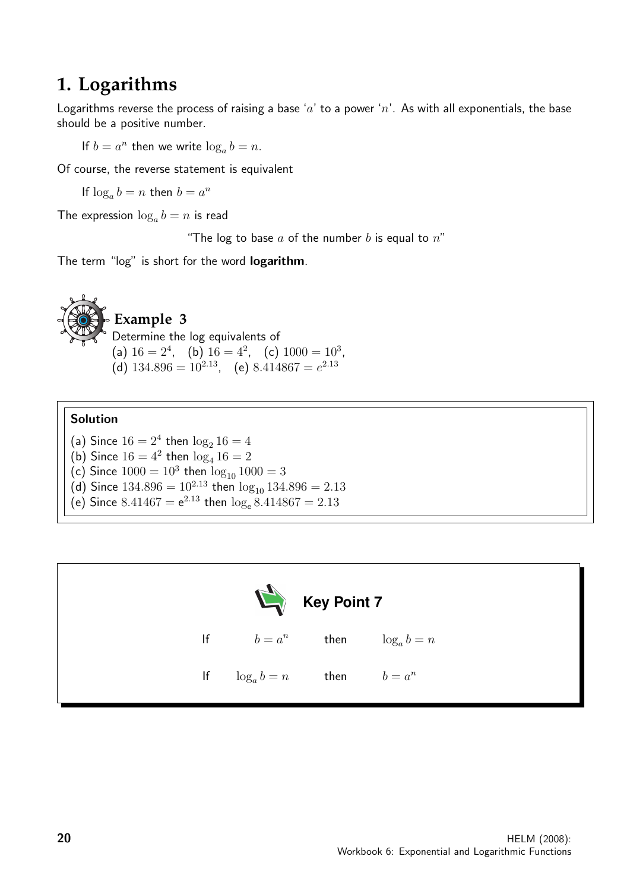# 1. Logarithms

Logarithms reverse the process of raising a base '$a$' to a power '$n$'. As with all exponentials, the base should be a positive number.

If $b = a^n$ then we write $\log_a b = n$.

Of course, the reverse statement is equivalent

If $\log_a b = n$ then $b = a^n$

The expression $\log_a b = n$ is read

"The log to base $a$ of the number $b$ is equal to $n$"

The term "log" is short for the word **logarithm**.

### Example 3

Determine the log equivalents of
(a) $16 = 2^4$, (b) $16 = 4^2$, (c) $1000 = 10^3$,
(d) $134.896 = 10^{2.13}$, (e) $8.414867 = e^{2.13}$

**Solution**

(a) Since $16 = 2^4$ then $\log_2 16 = 4$
(b) Since $16 = 4^2$ then $\log_4 16 = 2$
(c) Since $1000 = 10^3$ then $\log_{10} 1000 = 3$
(d) Since $134.896 = 10^{2.13}$ then $\log_{10} 134.896 = 2.13$
(e) Since $8.41467 = \mathrm{e}^{2.13}$ then $\log_{\mathrm{e}} 8.414867 = 2.13$

**Key Point 7**

If $b = a^n$ then $\log_a b = n$

If $\log_a b = n$ then $b = a^n$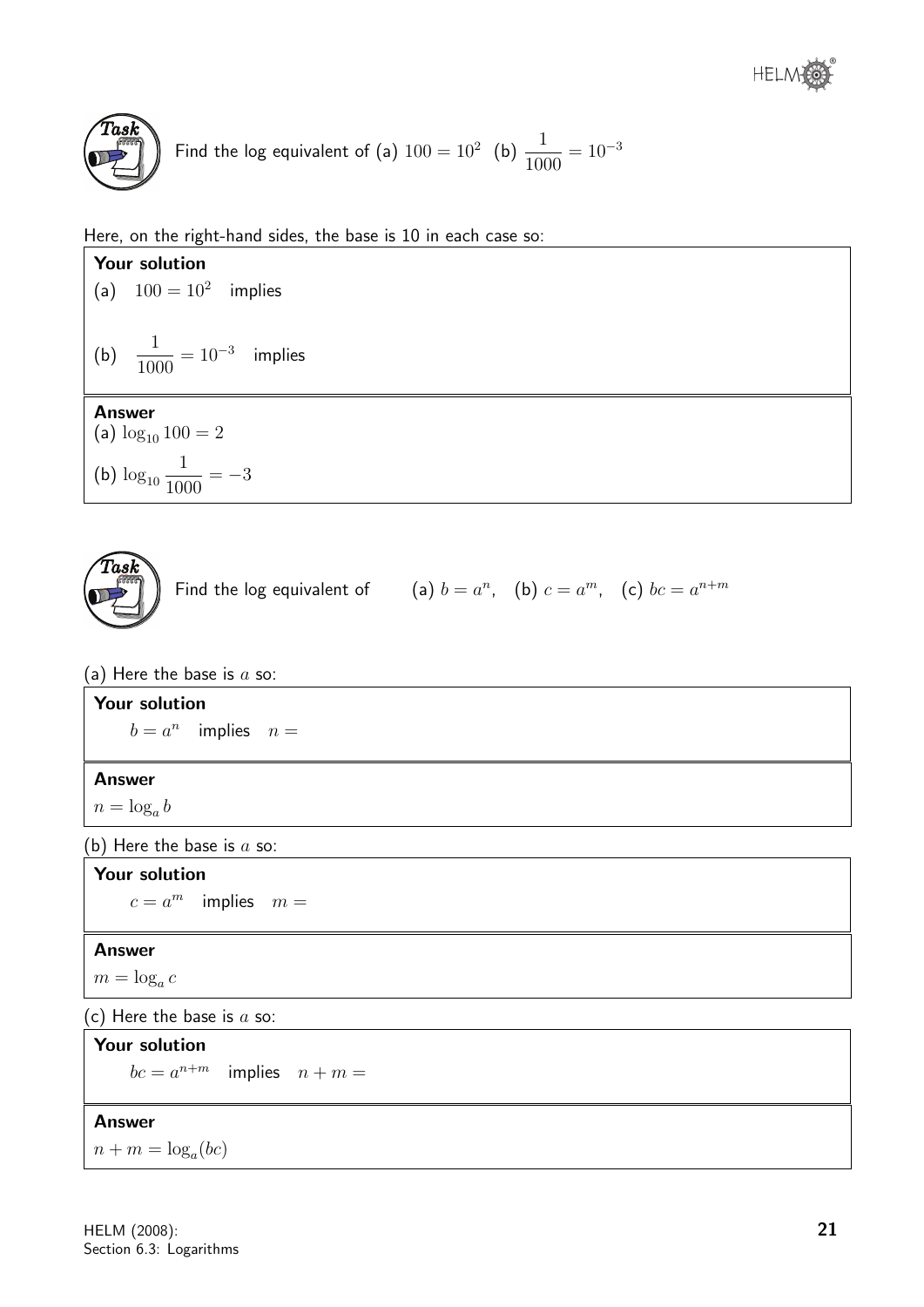**Task**

Find the log equivalent of (a) $100 = 10^2$ (b) $\dfrac{1}{1000} = 10^{-3}$

Here, on the right-hand sides, the base is 10 in each case so:

**Your solution**

(a) $100 = 10^2$ implies

(b) $\dfrac{1}{1000} = 10^{-3}$ implies

**Answer**

(a) $\log_{10} 100 = 2$

(b) $\log_{10} \dfrac{1}{1000} = -3$

**Task**

Find the log equivalent of (a) $b = a^n$, (b) $c = a^m$, (c) $bc = a^{n+m}$

(a) Here the base is $a$ so:

**Your solution**

$b = a^n$ implies $n =$

**Answer**

$n = \log_a b$

(b) Here the base is $a$ so:

**Your solution**

$c = a^m$ implies $m =$

**Answer**

$m = \log_a c$

(c) Here the base is $a$ so:

**Your solution**

$bc = a^{n+m}$ implies $n + m =$

**Answer**

$n + m = \log_a(bc)$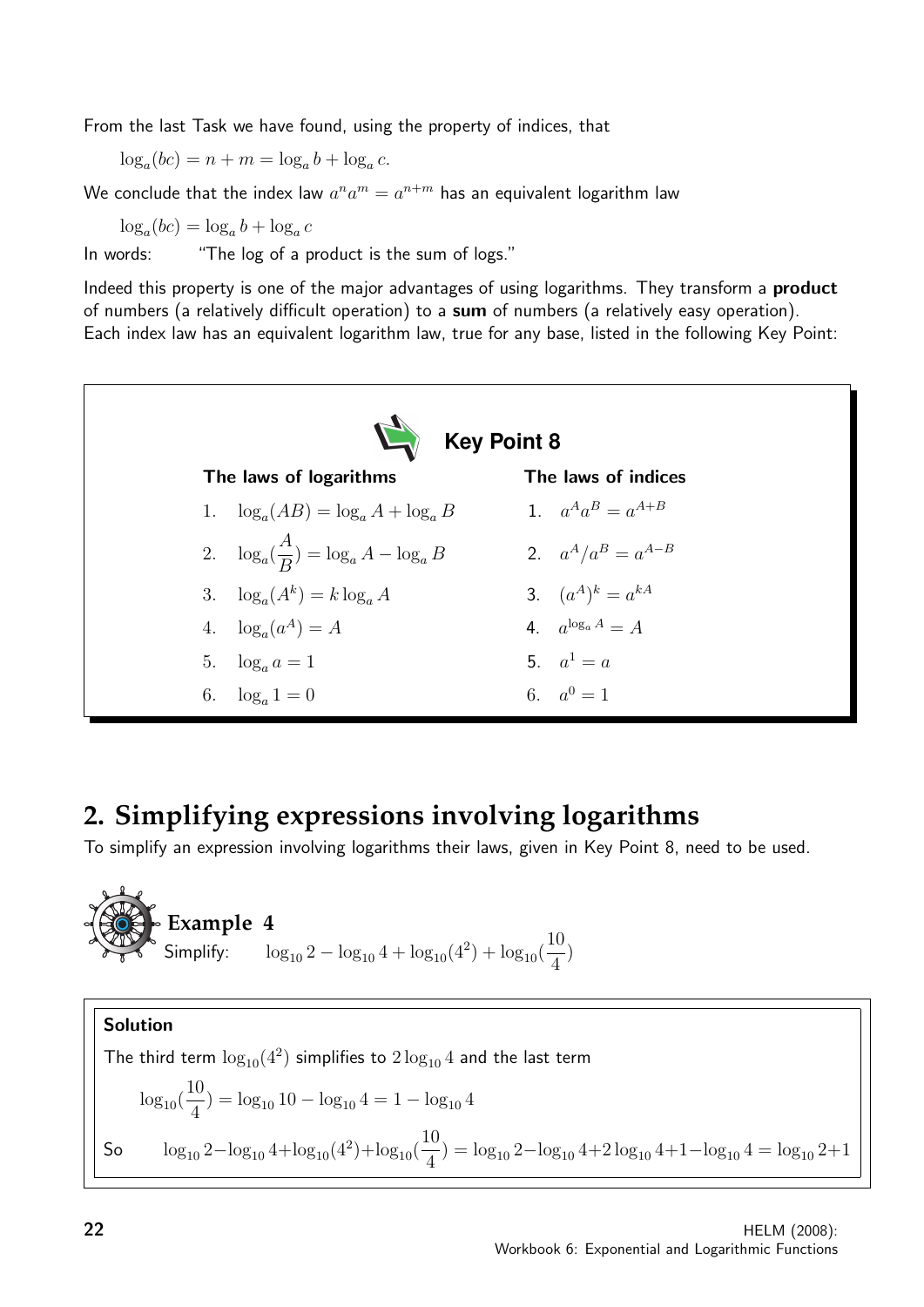From the last Task we have found, using the property of indices, that

$\log_a(bc) = n + m = \log_a b + \log_a c.$

We conclude that the index law $a^n a^m = a^{n+m}$ has an equivalent logarithm law

$\log_a(bc) = \log_a b + \log_a c$

In words: "The log of a product is the sum of logs."

Indeed this property is one of the major advantages of using logarithms. They transform a **product** of numbers (a relatively difficult operation) to a **sum** of numbers (a relatively easy operation). Each index law has an equivalent logarithm law, true for any base, listed in the following Key Point:

**Key Point 8**

| The laws of logarithms | The laws of indices |
|---|---|
| 1. $\log_a(AB) = \log_a A + \log_a B$ | 1. $a^A a^B = a^{A+B}$ |
| 2. $\log_a(\frac{A}{B}) = \log_a A - \log_a B$ | 2. $a^A / a^B = a^{A-B}$ |
| 3. $\log_a(A^k) = k \log_a A$ | 3. $(a^A)^k = a^{kA}$ |
| 4. $\log_a(a^A) = A$ | 4. $a^{\log_a A} = A$ |
| 5. $\log_a a = 1$ | 5. $a^1 = a$ |
| 6. $\log_a 1 = 0$ | 6. $a^0 = 1$ |

## 2. Simplifying expressions involving logarithms

To simplify an expression involving logarithms their laws, given in Key Point 8, need to be used.

**Example 4**

Simplify: $\log_{10} 2 - \log_{10} 4 + \log_{10}(4^2) + \log_{10}(\frac{10}{4})$

**Solution**

The third term $\log_{10}(4^2)$ simplifies to $2 \log_{10} 4$ and the last term

$$\log_{10}(\frac{10}{4}) = \log_{10} 10 - \log_{10} 4 = 1 - \log_{10} 4$$

So $\log_{10} 2 - \log_{10} 4 + \log_{10}(4^2) + \log_{10}(\frac{10}{4}) = \log_{10} 2 - \log_{10} 4 + 2\log_{10} 4 + 1 - \log_{10} 4 = \log_{10} 2 + 1$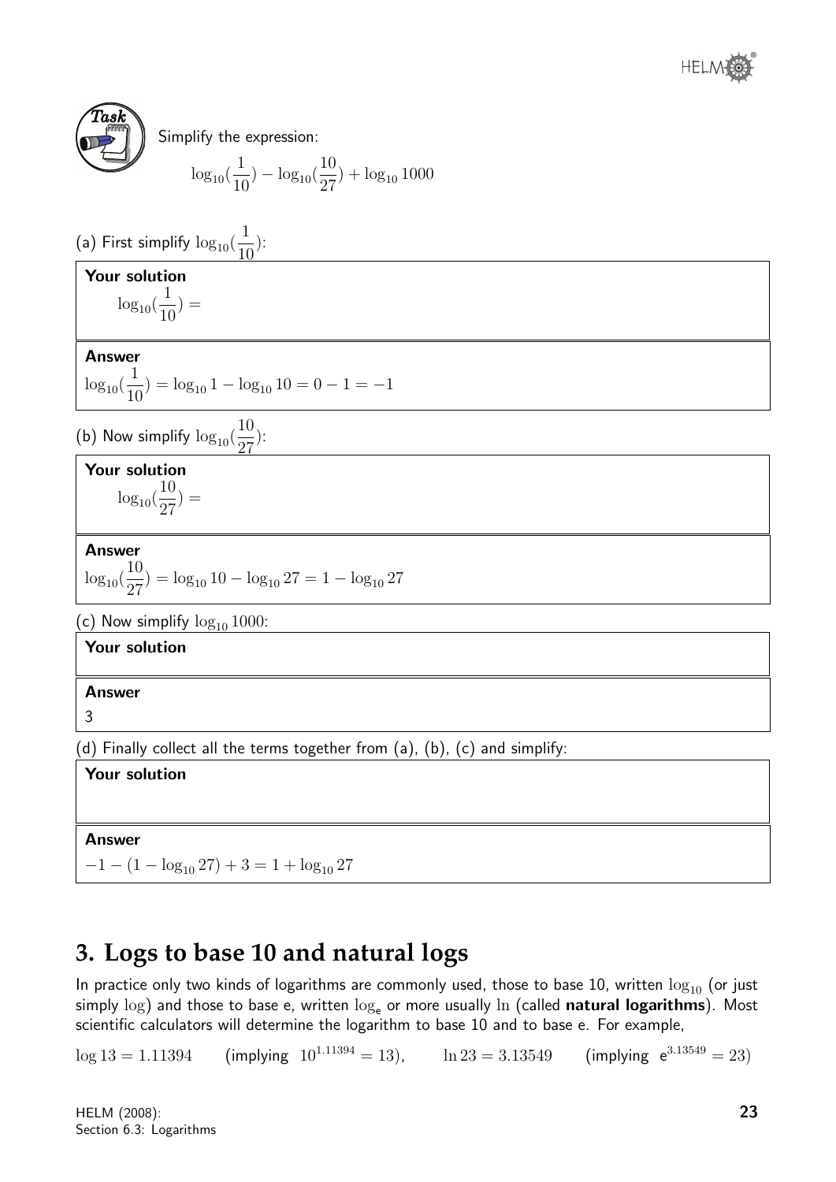**Task**

Simplify the expression:

$$\log_{10}(\frac{1}{10}) - \log_{10}(\frac{10}{27}) + \log_{10} 1000$$

(a) First simplify $\log_{10}(\frac{1}{10})$:

**Your solution**

$\log_{10}(\frac{1}{10}) =$

**Answer**

$\log_{10}(\frac{1}{10}) = \log_{10} 1 - \log_{10} 10 = 0 - 1 = -1$

(b) Now simplify $\log_{10}(\frac{10}{27})$:

**Your solution**

$\log_{10}(\frac{10}{27}) =$

**Answer**

$\log_{10}(\frac{10}{27}) = \log_{10} 10 - \log_{10} 27 = 1 - \log_{10} 27$

(c) Now simplify $\log_{10} 1000$:

**Your solution**

**Answer**

3

(d) Finally collect all the terms together from (a), (b), (c) and simplify:

**Your solution**

**Answer**

$-1 - (1 - \log_{10} 27) + 3 = 1 + \log_{10} 27$

## 3. Logs to base 10 and natural logs

In practice only two kinds of logarithms are commonly used, those to base 10, written $\log_{10}$ (or just simply $\log$) and those to base e, written $\log_e$ or more usually $\ln$ (called **natural logarithms**). Most scientific calculators will determine the logarithm to base 10 and to base e. For example,

$\log 13 = 1.11394$ (implying $10^{1.11394} = 13$), $\ln 23 = 3.13549$ (implying $e^{3.13549} = 23$)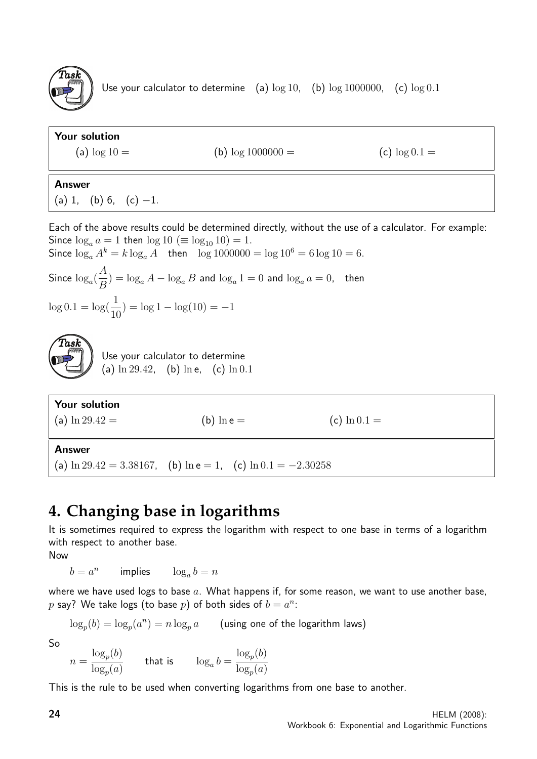**Task**

Use your calculator to determine (a) $\log 10$, (b) $\log 1000000$, (c) $\log 0.1$

**Your solution**

(a) $\log 10 =$ (b) $\log 1000000 =$ (c) $\log 0.1 =$

**Answer**

(a) 1, (b) 6, (c) $-1$.

Each of the above results could be determined directly, without the use of a calculator. For example:
Since $\log_a a = 1$ then $\log 10 \ (\equiv \log_{10} 10) = 1$.
Since $\log_a A^k = k \log_a A$ then $\log 1000000 = \log 10^6 = 6 \log 10 = 6$.

Since $\log_a(\dfrac{A}{B}) = \log_a A - \log_a B$ and $\log_a 1 = 0$ and $\log_a a = 0$, then

$\log 0.1 = \log(\dfrac{1}{10}) = \log 1 - \log(10) = -1$

**Task**

Use your calculator to determine
(a) $\ln 29.42$, (b) $\ln \mathrm{e}$, (c) $\ln 0.1$

**Your solution**

(a) $\ln 29.42 =$ (b) $\ln \mathrm{e} =$ (c) $\ln 0.1 =$

**Answer**

(a) $\ln 29.42 = 3.38167$, (b) $\ln \mathrm{e} = 1$, (c) $\ln 0.1 = -2.30258$

## 4. Changing base in logarithms

It is sometimes required to express the logarithm with respect to one base in terms of a logarithm with respect to another base.

Now

$$b = a^n \qquad \text{implies} \qquad \log_a b = n$$

where we have used logs to base $a$. What happens if, for some reason, we want to use another base, $p$ say? We take logs (to base $p$) of both sides of $b = a^n$:

$$\log_p(b) = \log_p(a^n) = n \log_p a \qquad \text{(using one of the logarithm laws)}$$

So

$$n = \frac{\log_p(b)}{\log_p(a)} \qquad \text{that is} \qquad \log_a b = \frac{\log_p(b)}{\log_p(a)}$$

This is the rule to be used when converting logarithms from one base to another.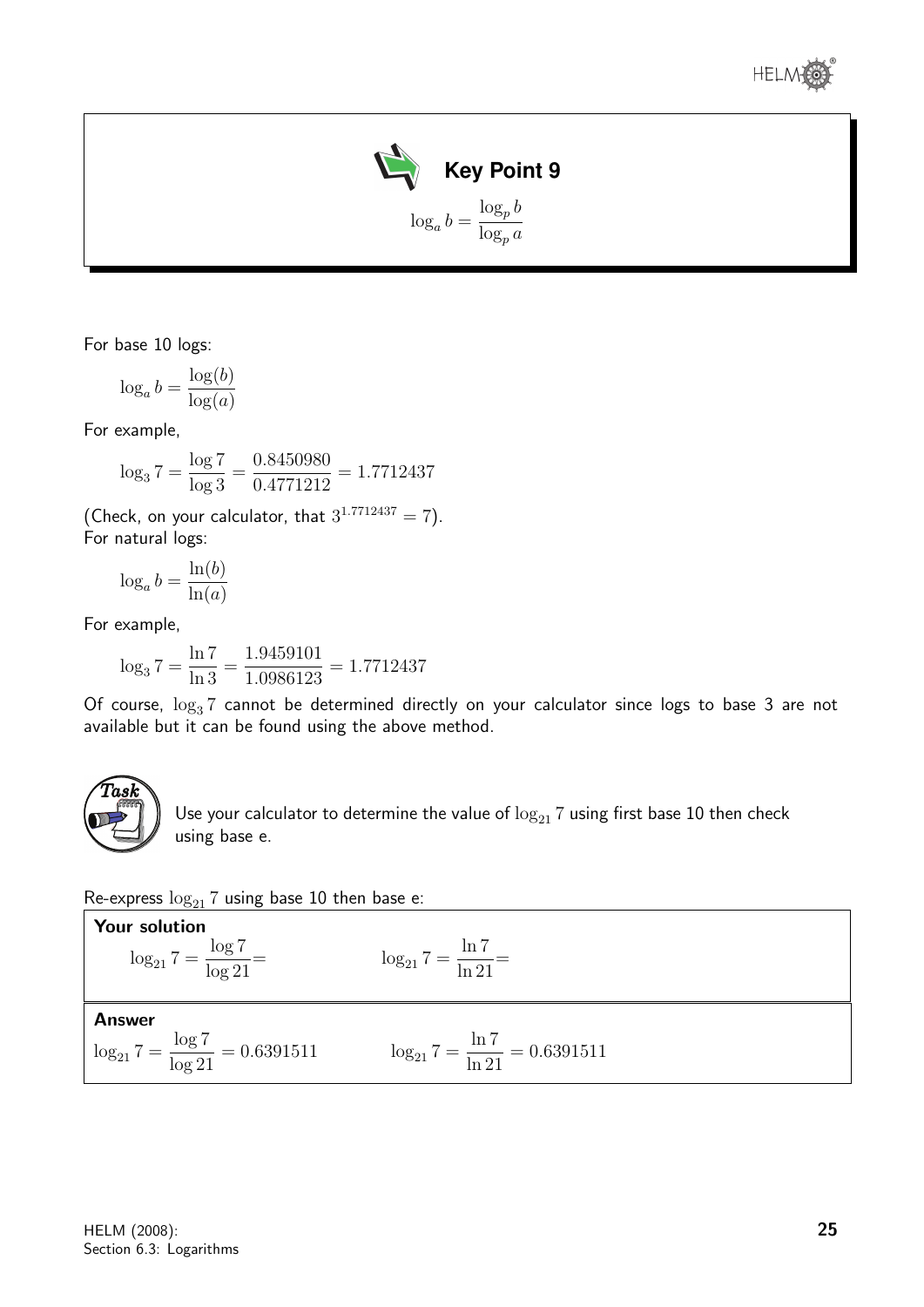## Key Point 9

$$\log_a b = \frac{\log_p b}{\log_p a}$$

For base 10 logs:

$$\log_a b = \frac{\log(b)}{\log(a)}$$

For example,

$$\log_3 7 = \frac{\log 7}{\log 3} = \frac{0.8450980}{0.4771212} = 1.7712437$$

(Check, on your calculator, that $3^{1.7712437} = 7$).

For natural logs:

$$\log_a b = \frac{\ln(b)}{\ln(a)}$$

For example,

$$\log_3 7 = \frac{\ln 7}{\ln 3} = \frac{1.9459101}{1.0986123} = 1.7712437$$

Of course, $\log_3 7$ cannot be determined directly on your calculator since logs to base 3 are not available but it can be found using the above method.

### Task

Use your calculator to determine the value of $\log_{21} 7$ using first base 10 then check using base e.

Re-express $\log_{21} 7$ using base 10 then base e:

**Your solution**

$$\log_{21} 7 = \frac{\log 7}{\log 21} = \qquad \log_{21} 7 = \frac{\ln 7}{\ln 21} =$$

**Answer**

$$\log_{21} 7 = \frac{\log 7}{\log 21} = 0.6391511 \qquad \log_{21} 7 = \frac{\ln 7}{\ln 21} = 0.6391511$$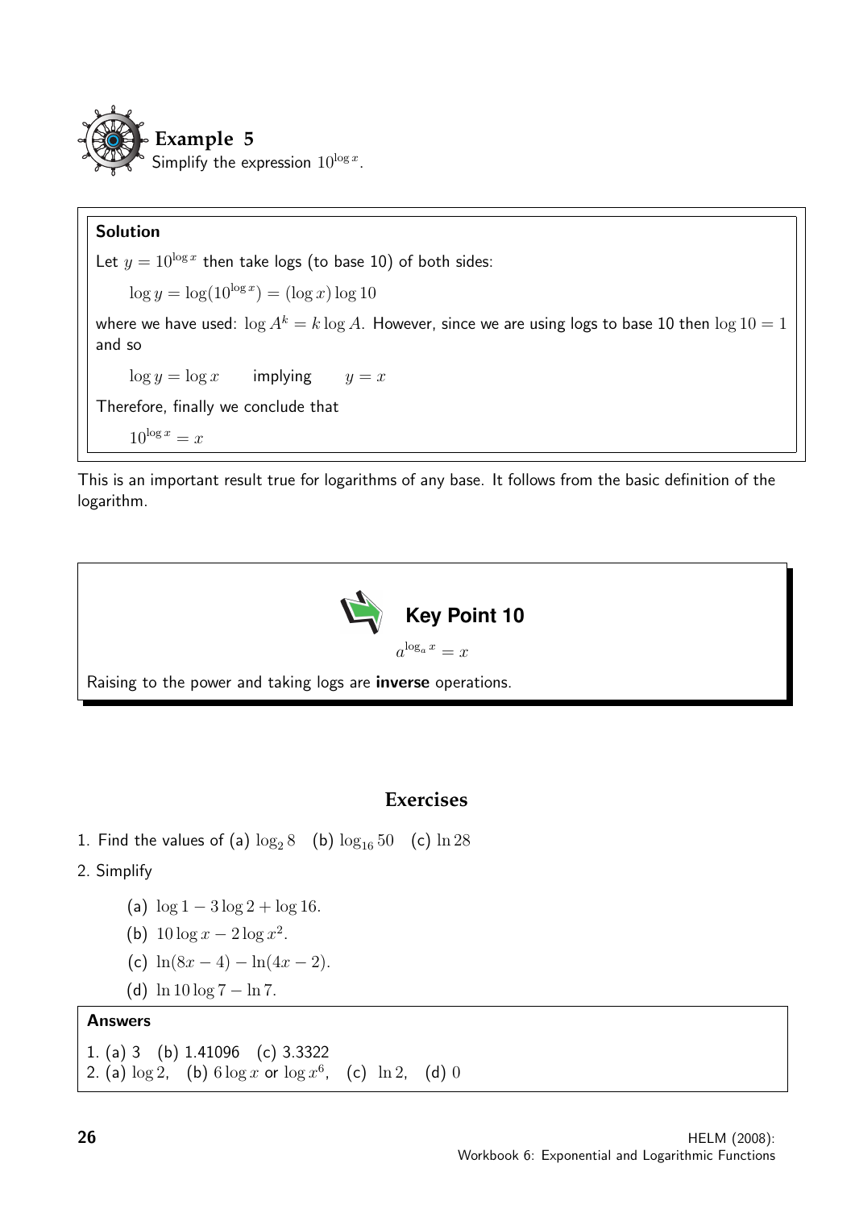## Example 5

Simplify the expression $10^{\log x}$.

**Solution**

Let $y = 10^{\log x}$ then take logs (to base 10) of both sides:

$$\log y = \log(10^{\log x}) = (\log x) \log 10$$

where we have used: $\log A^k = k \log A$. However, since we are using logs to base 10 then $\log 10 = 1$ and so

$$\log y = \log x \qquad \text{implying} \qquad y = x$$

Therefore, finally we conclude that

$$10^{\log x} = x$$

This is an important result true for logarithms of any base. It follows from the basic definition of the logarithm.

**Key Point 10**

$$a^{\log_a x} = x$$

Raising to the power and taking logs are **inverse** operations.

## Exercises

1. Find the values of (a) $\log_2 8$ (b) $\log_{16} 50$ (c) $\ln 28$
2. Simplify
   (a) $\log 1 - 3\log 2 + \log 16$.
   (b) $10 \log x - 2 \log x^2$.
   (c) $\ln(8x - 4) - \ln(4x - 2)$.
   (d) $\ln 10 \log 7 - \ln 7$.

**Answers**

1. (a) 3 (b) 1.41096 (c) 3.3322
2. (a) $\log 2$, (b) $6 \log x$ or $\log x^6$, (c) $\ln 2$, (d) $0$